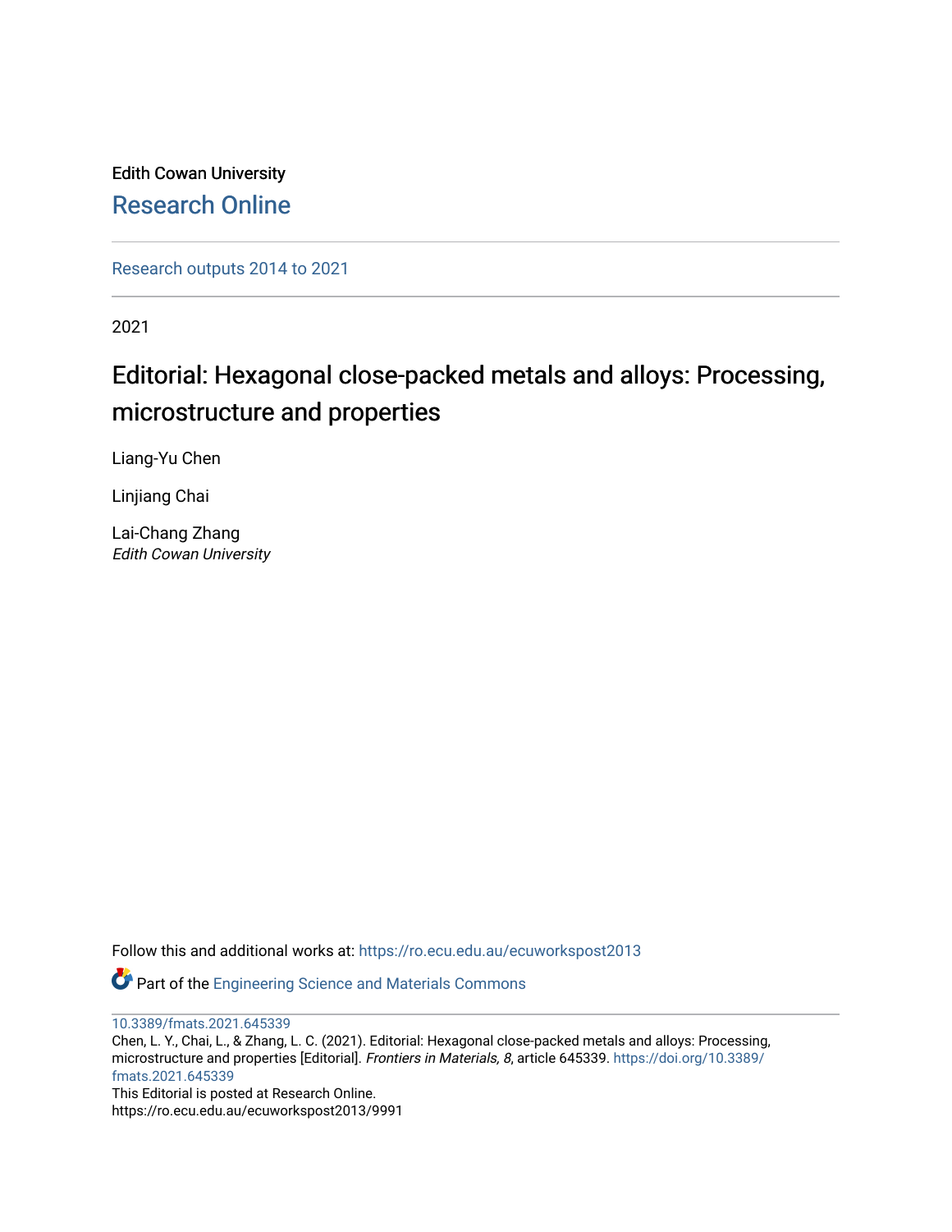Edith Cowan University

Research Online

Research outputs 2014 to 2021

2021

# Editorial: Hexagonal close-packed metals and alloys: Processing, microstructure and properties

Liang-Yu Chen

Linjiang Chai

Lai-Chang Zhang
*Edith Cowan University*

Follow this and additional works at: https://ro.ecu.edu.au/ecuworkspost2013

Part of the Engineering Science and Materials Commons

10.3389/fmats.2021.645339
Chen, L. Y., Chai, L., & Zhang, L. C. (2021). Editorial: Hexagonal close-packed metals and alloys: Processing, microstructure and properties [Editorial]. *Frontiers in Materials, 8*, article 645339. https://doi.org/10.3389/fmats.2021.645339
This Editorial is posted at Research Online.
https://ro.ecu.edu.au/ecuworkspost2013/9991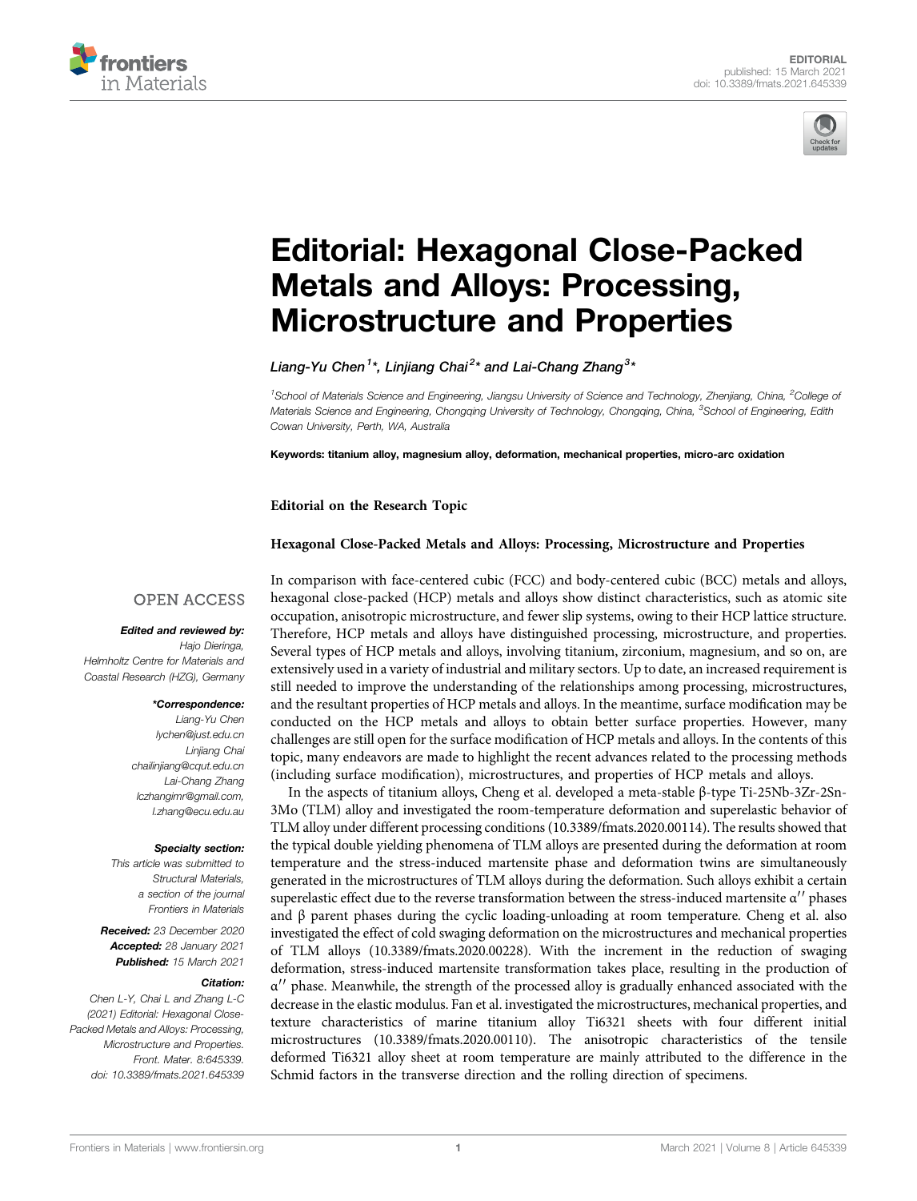# Editorial: Hexagonal Close-Packed Metals and Alloys: Processing, Microstructure and Properties

*Liang-Yu Chen[1]\*, Linjiang Chai[2]\* and Lai-Chang Zhang[3]\**

[1]School of Materials Science and Engineering, Jiangsu University of Science and Technology, Zhenjiang, China, [2]College of Materials Science and Engineering, Chongqing University of Technology, Chongqing, China, [3]School of Engineering, Edith Cowan University, Perth, WA, Australia

**Keywords: titanium alloy, magnesium alloy, deformation, mechanical properties, micro-arc oxidation**

**Editorial on the Research Topic**

**Hexagonal Close-Packed Metals and Alloys: Processing, Microstructure and Properties**

OPEN ACCESS

***Edited and reviewed by:***
*Hajo Dieringa, Helmholtz Centre for Materials and Coastal Research (HZG), Germany*

***\*Correspondence:***
*Liang-Yu Chen lychen@just.edu.cn*
*Linjiang Chai chailinjiang@cqut.edu.cn*
*Lai-Chang Zhang lczhangimr@gmail.com, l.zhang@ecu.edu.au*

***Specialty section:***
*This article was submitted to Structural Materials, a section of the journal Frontiers in Materials*

***Received:*** *23 December 2020*
***Accepted:*** *28 January 2021*
***Published:*** *15 March 2021*

***Citation:***
*Chen L-Y, Chai L and Zhang L-C (2021) Editorial: Hexagonal Close-Packed Metals and Alloys: Processing, Microstructure and Properties. Front. Mater. 8:645339. doi: 10.3389/fmats.2021.645339*

In comparison with face-centered cubic (FCC) and body-centered cubic (BCC) metals and alloys, hexagonal close-packed (HCP) metals and alloys show distinct characteristics, such as atomic site occupation, anisotropic microstructure, and fewer slip systems, owing to their HCP lattice structure. Therefore, HCP metals and alloys have distinguished processing, microstructure, and properties. Several types of HCP metals and alloys, involving titanium, zirconium, magnesium, and so on, are extensively used in a variety of industrial and military sectors. Up to date, an increased requirement is still needed to improve the understanding of the relationships among processing, microstructures, and the resultant properties of HCP metals and alloys. In the meantime, surface modification may be conducted on the HCP metals and alloys to obtain better surface properties. However, many challenges are still open for the surface modification of HCP metals and alloys. In the contents of this topic, many endeavors are made to highlight the recent advances related to the processing methods (including surface modification), microstructures, and properties of HCP metals and alloys.

In the aspects of titanium alloys, Cheng et al. developed a meta-stable β-type Ti-25Nb-3Zr-2Sn-3Mo (TLM) alloy and investigated the room-temperature deformation and superelastic behavior of TLM alloy under different processing conditions (10.3389/fmats.2020.00114). The results showed that the typical double yielding phenomena of TLM alloys are presented during the deformation at room temperature and the stress-induced martensite phase and deformation twins are simultaneously generated in the microstructures of TLM alloys during the deformation. Such alloys exhibit a certain superelastic effect due to the reverse transformation between the stress-induced martensite $\alpha''$ phases and β parent phases during the cyclic loading-unloading at room temperature. Cheng et al. also investigated the effect of cold swaging deformation on the microstructures and mechanical properties of TLM alloys (10.3389/fmats.2020.00228). With the increment in the reduction of swaging deformation, stress-induced martensite transformation takes place, resulting in the production of $\alpha''$ phase. Meanwhile, the strength of the processed alloy is gradually enhanced associated with the decrease in the elastic modulus. Fan et al. investigated the microstructures, mechanical properties, and texture characteristics of marine titanium alloy Ti6321 sheets with four different initial microstructures (10.3389/fmats.2020.00110). The anisotropic characteristics of the tensile deformed Ti6321 alloy sheet at room temperature are mainly attributed to the difference in the Schmid factors in the transverse direction and the rolling direction of specimens.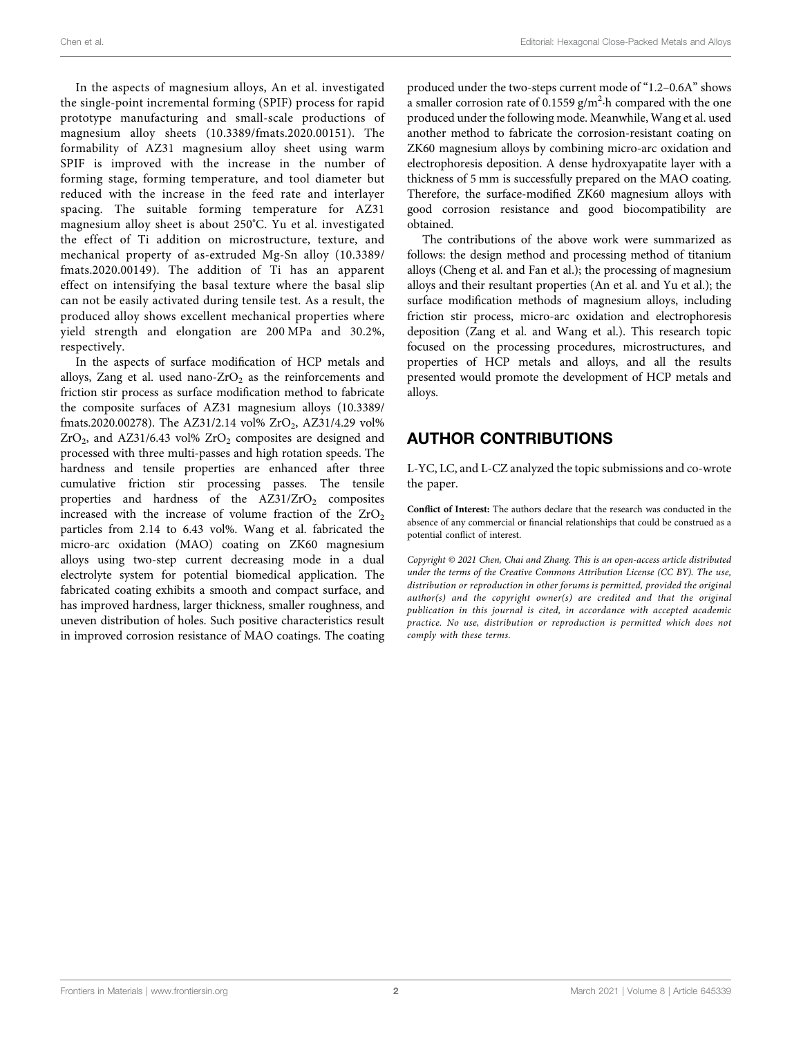In the aspects of magnesium alloys, An et al. investigated the single-point incremental forming (SPIF) process for rapid prototype manufacturing and small-scale productions of magnesium alloy sheets (10.3389/fmats.2020.00151). The formability of AZ31 magnesium alloy sheet using warm SPIF is improved with the increase in the number of forming stage, forming temperature, and tool diameter but reduced with the increase in the feed rate and interlayer spacing. The suitable forming temperature for AZ31 magnesium alloy sheet is about 250°C. Yu et al. investigated the effect of Ti addition on microstructure, texture, and mechanical property of as-extruded Mg-Sn alloy (10.3389/fmats.2020.00149). The addition of Ti has an apparent effect on intensifying the basal texture where the basal slip can not be easily activated during tensile test. As a result, the produced alloy shows excellent mechanical properties where yield strength and elongation are 200 MPa and 30.2%, respectively.

In the aspects of surface modification of HCP metals and alloys, Zang et al. used nano-$ZrO_2$ as the reinforcements and friction stir process as surface modification method to fabricate the composite surfaces of AZ31 magnesium alloys (10.3389/fmats.2020.00278). The AZ31/2.14 vol% $ZrO_2$, AZ31/4.29 vol% $ZrO_2$, and AZ31/6.43 vol% $ZrO_2$ composites are designed and processed with three multi-passes and high rotation speeds. The hardness and tensile properties are enhanced after three cumulative friction stir processing passes. The tensile properties and hardness of the AZ31/$ZrO_2$ composites increased with the increase of volume fraction of the $ZrO_2$ particles from 2.14 to 6.43 vol%. Wang et al. fabricated the micro-arc oxidation (MAO) coating on ZK60 magnesium alloys using two-step current decreasing mode in a dual electrolyte system for potential biomedical application. The fabricated coating exhibits a smooth and compact surface, and has improved hardness, larger thickness, smaller roughness, and uneven distribution of holes. Such positive characteristics result in improved corrosion resistance of MAO coatings. The coating produced under the two-steps current mode of "1.2–0.6A" shows a smaller corrosion rate of 0.1559 $g/m^2 \cdot h$ compared with the one produced under the following mode. Meanwhile, Wang et al. used another method to fabricate the corrosion-resistant coating on ZK60 magnesium alloys by combining micro-arc oxidation and electrophoresis deposition. A dense hydroxyapatite layer with a thickness of 5 mm is successfully prepared on the MAO coating. Therefore, the surface-modified ZK60 magnesium alloys with good corrosion resistance and good biocompatibility are obtained.

The contributions of the above work were summarized as follows: the design method and processing method of titanium alloys (Cheng et al. and Fan et al.); the processing of magnesium alloys and their resultant properties (An et al. and Yu et al.); the surface modification methods of magnesium alloys, including friction stir process, micro-arc oxidation and electrophoresis deposition (Zang et al. and Wang et al.). This research topic focused on the processing procedures, microstructures, and properties of HCP metals and alloys, and all the results presented would promote the development of HCP metals and alloys.

## AUTHOR CONTRIBUTIONS

L-YC, LC, and L-CZ analyzed the topic submissions and co-wrote the paper.

**Conflict of Interest:** The authors declare that the research was conducted in the absence of any commercial or financial relationships that could be construed as a potential conflict of interest.

*Copyright © 2021 Chen, Chai and Zhang. This is an open-access article distributed under the terms of the Creative Commons Attribution License (CC BY). The use, distribution or reproduction in other forums is permitted, provided the original author(s) and the copyright owner(s) are credited and that the original publication in this journal is cited, in accordance with accepted academic practice. No use, distribution or reproduction is permitted which does not comply with these terms.*